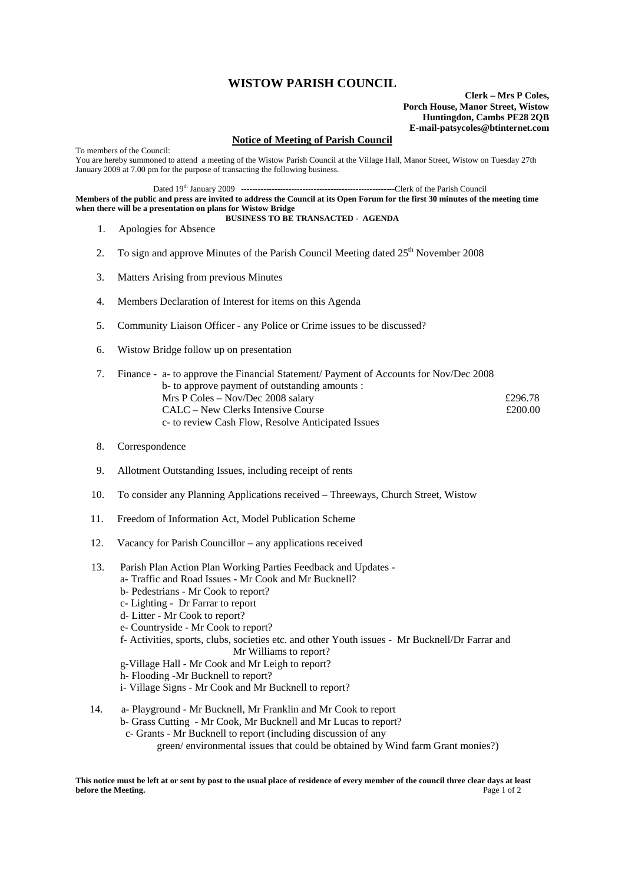# WISTOW PARISH COUNCIL

**Clerk – Mrs P Coles,**
**Porch House, Manor Street, Wistow**
**Huntingdon, Cambs PE28 2QB**
**E-mail-patsycoles@btinternet.com**

## Notice of Meeting of Parish Council

To members of the Council:
You are hereby summoned to attend a meeting of the Wistow Parish Council at the Village Hall, Manor Street, Wistow on Tuesday 27th January 2009 at 7.00 pm for the purpose of transacting the following business.

Dated 19th January 2009 --------------------------------------------------------Clerk of the Parish Council

**Members of the public and press are invited to address the Council at its Open Forum for the first 30 minutes of the meeting time when there will be a presentation on plans for Wistow Bridge**

**BUSINESS TO BE TRANSACTED - AGENDA**

1. Apologies for Absence

2. To sign and approve Minutes of the Parish Council Meeting dated 25th November 2008

3. Matters Arising from previous Minutes

4. Members Declaration of Interest for items on this Agenda

5. Community Liaison Officer - any Police or Crime issues to be discussed?

6. Wistow Bridge follow up on presentation

7. Finance - a- to approve the Financial Statement/ Payment of Accounts for Nov/Dec 2008
   b- to approve payment of outstanding amounts :
   Mrs P Coles – Nov/Dec 2008 salary £296.78
   CALC – New Clerks Intensive Course £200.00
   c- to review Cash Flow, Resolve Anticipated Issues

8. Correspondence

9. Allotment Outstanding Issues, including receipt of rents

10. To consider any Planning Applications received – Threeways, Church Street, Wistow

11. Freedom of Information Act, Model Publication Scheme

12. Vacancy for Parish Councillor – any applications received

13. Parish Plan Action Plan Working Parties Feedback and Updates -
    a- Traffic and Road Issues - Mr Cook and Mr Bucknell?
    b- Pedestrians - Mr Cook to report?
    c- Lighting - Dr Farrar to report
    d- Litter - Mr Cook to report?
    e- Countryside - Mr Cook to report?
    f- Activities, sports, clubs, societies etc. and other Youth issues - Mr Bucknell/Dr Farrar and Mr Williams to report?
    g-Village Hall - Mr Cook and Mr Leigh to report?
    h- Flooding -Mr Bucknell to report?
    i- Village Signs - Mr Cook and Mr Bucknell to report?

14. a- Playground - Mr Bucknell, Mr Franklin and Mr Cook to report
    b- Grass Cutting - Mr Cook, Mr Bucknell and Mr Lucas to report?
    c- Grants - Mr Bucknell to report (including discussion of any green/ environmental issues that could be obtained by Wind farm Grant monies?)

**This notice must be left at or sent by post to the usual place of residence of every member of the council three clear days at least before the Meeting.**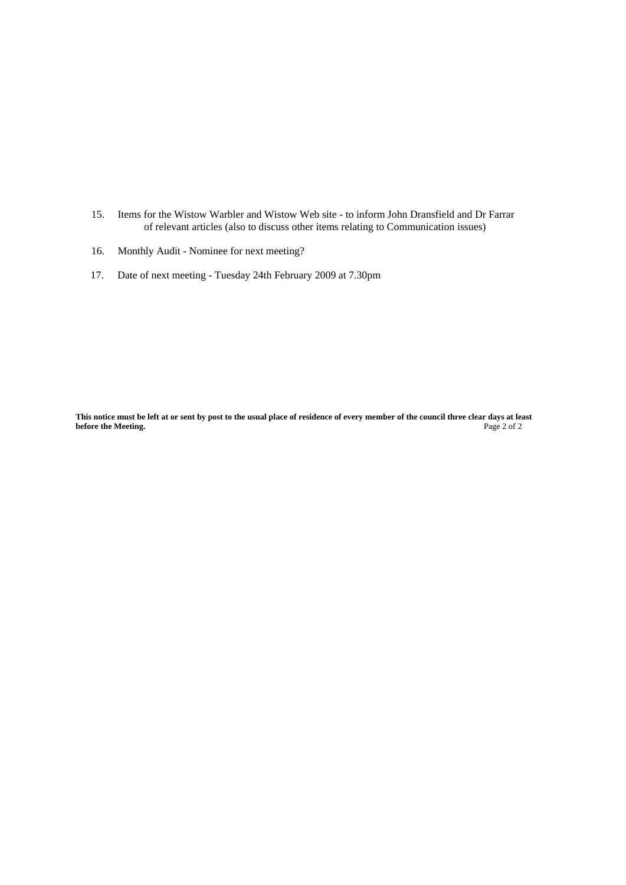15. Items for the Wistow Warbler and Wistow Web site - to inform John Dransfield and Dr Farrar of relevant articles (also to discuss other items relating to Communication issues)

16. Monthly Audit - Nominee for next meeting?

17. Date of next meeting - Tuesday 24th February 2009 at 7.30pm

**This notice must be left at or sent by post to the usual place of residence of every member of the council three clear days at least before the Meeting.**